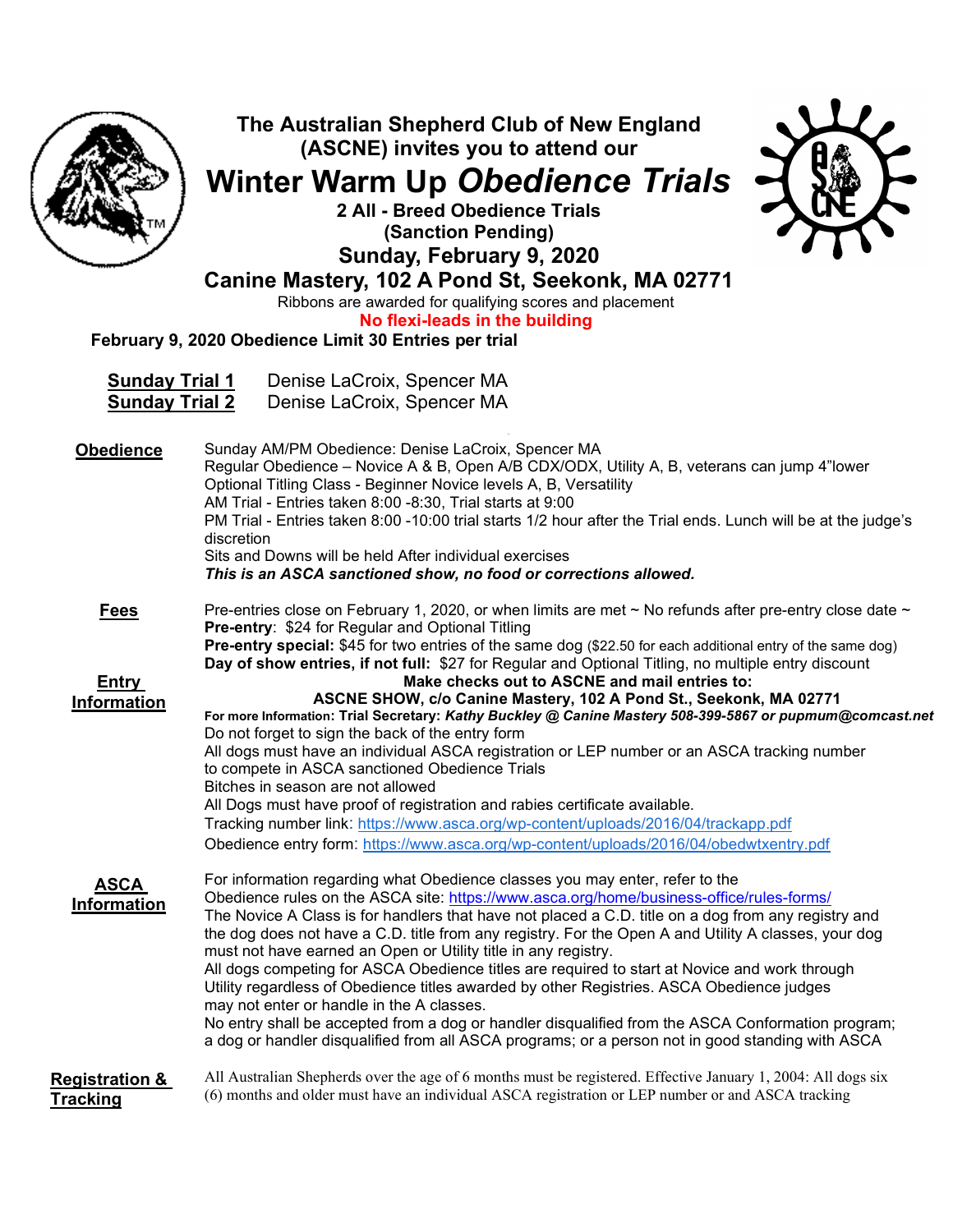# The Australian Shepherd Club of New England (ASCNE) invites you to attend our

# Winter Warm Up *Obedience Trials*

**2 All - Breed Obedience Trials**

**(Sanction Pending)**

## Sunday, February 9, 2020

## Canine Mastery, 102 A Pond St, Seekonk, MA 02771

Ribbons are awarded for qualifying scores and placement

**No flexi-leads in the building**

**February 9, 2020 Obedience Limit 30 Entries per trial**

**Sunday Trial 1** Denise LaCroix, Spencer MA
**Sunday Trial 2** Denise LaCroix, Spencer MA

**Obedience**

Sunday AM/PM Obedience: Denise LaCroix, Spencer MA
Regular Obedience – Novice A & B, Open A/B CDX/ODX, Utility A, B, veterans can jump 4"lower
Optional Titling Class - Beginner Novice levels A, B, Versatility
AM Trial - Entries taken 8:00 -8:30, Trial starts at 9:00
PM Trial - Entries taken 8:00 -10:00 trial starts 1/2 hour after the Trial ends. Lunch will be at the judge's discretion
Sits and Downs will be held After individual exercises
***This is an ASCA sanctioned show, no food or corrections allowed.***

**Fees**

Pre-entries close on February 1, 2020, or when limits are met ~ No refunds after pre-entry close date ~
**Pre-entry**: $24 for Regular and Optional Titling
**Pre-entry special:** $45 for two entries of the same dog ($22.50 for each additional entry of the same dog)
**Day of show entries, if not full:** $27 for Regular and Optional Titling, no multiple entry discount

**Entry Information**

**Make checks out to ASCNE and mail entries to:**
**ASCNE SHOW, c/o Canine Mastery, 102 A Pond St., Seekonk, MA 02771**
**For more Information: Trial Secretary:** ***Kathy Buckley @ Canine Mastery*** **508-399-5867 or pupmum@comcast.net**
Do not forget to sign the back of the entry form
All dogs must have an individual ASCA registration or LEP number or an ASCA tracking number to compete in ASCA sanctioned Obedience Trials
Bitches in season are not allowed
All Dogs must have proof of registration and rabies certificate available.
Tracking number link: https://www.asca.org/wp-content/uploads/2016/04/trackapp.pdf
Obedience entry form: https://www.asca.org/wp-content/uploads/2016/04/obedwtxentry.pdf

**ASCA Information**

For information regarding what Obedience classes you may enter, refer to the Obedience rules on the ASCA site: https://www.asca.org/home/business-office/rules-forms/
The Novice A Class is for handlers that have not placed a C.D. title on a dog from any registry and the dog does not have a C.D. title from any registry. For the Open A and Utility A classes, your dog must not have earned an Open or Utility title in any registry.
All dogs competing for ASCA Obedience titles are required to start at Novice and work through Utility regardless of Obedience titles awarded by other Registries. ASCA Obedience judges may not enter or handle in the A classes.
No entry shall be accepted from a dog or handler disqualified from the ASCA Conformation program; a dog or handler disqualified from all ASCA programs; or a person not in good standing with ASCA

**Registration & Tracking**

All Australian Shepherds over the age of 6 months must be registered. Effective January 1, 2004: All dogs six (6) months and older must have an individual ASCA registration or LEP number or and ASCA tracking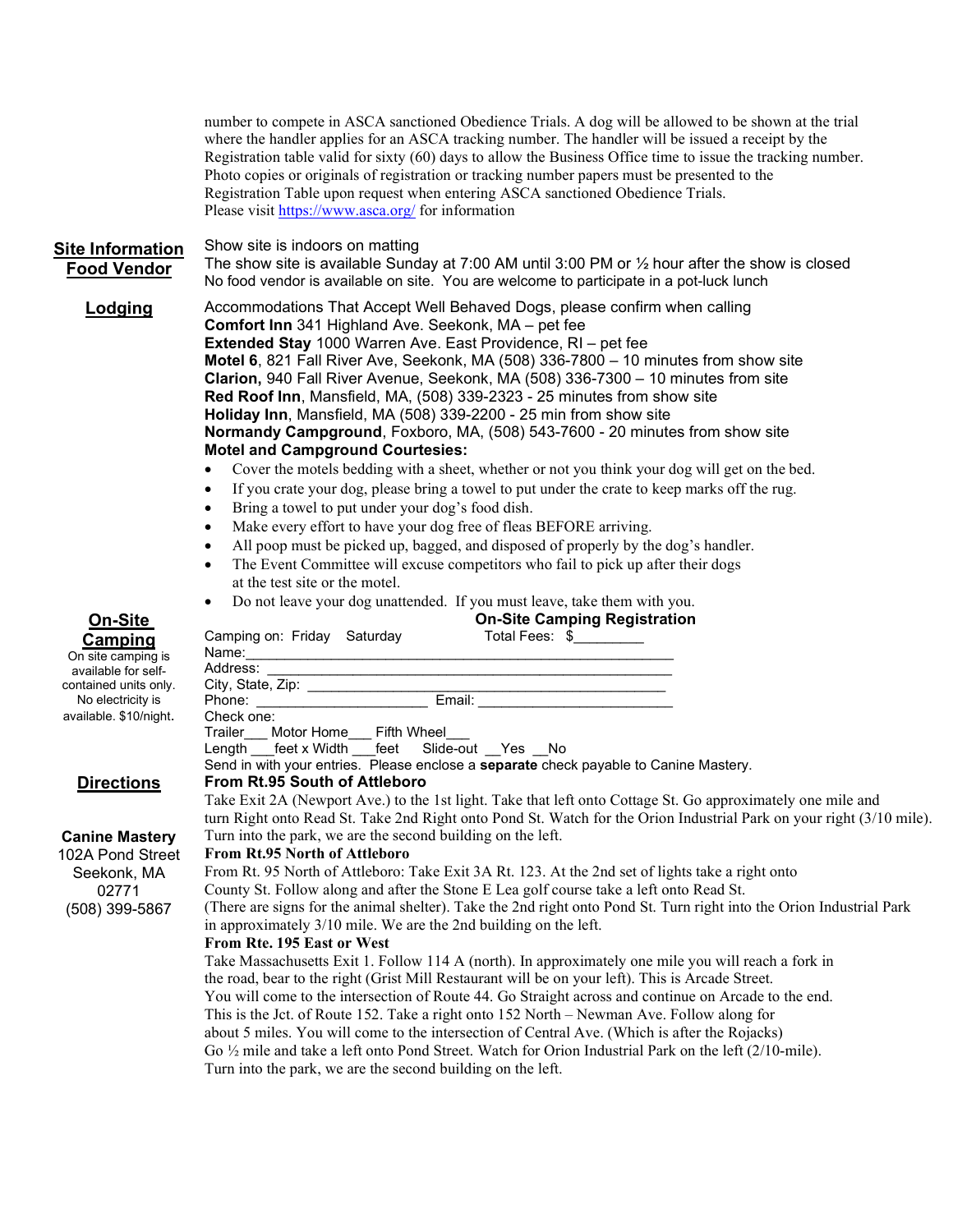number to compete in ASCA sanctioned Obedience Trials. A dog will be allowed to be shown at the trial where the handler applies for an ASCA tracking number. The handler will be issued a receipt by the Registration table valid for sixty (60) days to allow the Business Office time to issue the tracking number. Photo copies or originals of registration or tracking number papers must be presented to the Registration Table upon request when entering ASCA sanctioned Obedience Trials.
Please visit https://www.asca.org/ for information

## Site Information

## Food Vendor

Show site is indoors on matting
The show site is available Sunday at 7:00 AM until 3:00 PM or ½ hour after the show is closed
No food vendor is available on site. You are welcome to participate in a pot-luck lunch

## Lodging

Accommodations That Accept Well Behaved Dogs, please confirm when calling
**Comfort Inn** 341 Highland Ave. Seekonk, MA – pet fee
**Extended Stay** 1000 Warren Ave. East Providence, RI – pet fee
**Motel 6**, 821 Fall River Ave, Seekonk, MA (508) 336-7800 – 10 minutes from show site
**Clarion,** 940 Fall River Avenue, Seekonk, MA (508) 336-7300 – 10 minutes from site
**Red Roof Inn**, Mansfield, MA, (508) 339-2323 - 25 minutes from show site
**Holiday Inn**, Mansfield, MA (508) 339-2200 - 25 min from show site
**Normandy Campground**, Foxboro, MA, (508) 543-7600 - 20 minutes from show site

**Motel and Campground Courtesies:**

- Cover the motels bedding with a sheet, whether or not you think your dog will get on the bed.
- If you crate your dog, please bring a towel to put under the crate to keep marks off the rug.
- Bring a towel to put under your dog's food dish.
- Make every effort to have your dog free of fleas BEFORE arriving.
- All poop must be picked up, bagged, and disposed of properly by the dog's handler.
- The Event Committee will excuse competitors who fail to pick up after their dogs at the test site or the motel.
- Do not leave your dog unattended. If you must leave, take them with you.

## On-Site Camping

On site camping is available for self-contained units only. No electricity is available. $10/night.

**On-Site Camping Registration**

Camping on: Friday Saturday Total Fees: $_________
Name:_______________________________________________________
Address: ____________________________________________________
City, State, Zip: ______________________________________________
Phone: ______________________ Email: _________________________
Check one:
Trailer___ Motor Home___ Fifth Wheel___
Length ___feet x Width ___feet Slide-out __Yes __No
Send in with your entries. Please enclose a **separate** check payable to Canine Mastery.

## Directions

**Canine Mastery**
102A Pond Street
Seekonk, MA
02771
(508) 399-5867

**From Rt.95 South of Attleboro**
Take Exit 2A (Newport Ave.) to the 1st light. Take that left onto Cottage St. Go approximately one mile and turn Right onto Read St. Take 2nd Right onto Pond St. Watch for the Orion Industrial Park on your right (3/10 mile). Turn into the park, we are the second building on the left.

**From Rt.95 North of Attleboro**
From Rt. 95 North of Attleboro: Take Exit 3A Rt. 123. At the 2nd set of lights take a right onto County St. Follow along and after the Stone E Lea golf course take a left onto Read St. (There are signs for the animal shelter). Take the 2nd right onto Pond St. Turn right into the Orion Industrial Park in approximately 3/10 mile. We are the 2nd building on the left.

**From Rte. 195 East or West**
Take Massachusetts Exit 1. Follow 114 A (north). In approximately one mile you will reach a fork in the road, bear to the right (Grist Mill Restaurant will be on your left). This is Arcade Street. You will come to the intersection of Route 44. Go Straight across and continue on Arcade to the end. This is the Jct. of Route 152. Take a right onto 152 North – Newman Ave. Follow along for about 5 miles. You will come to the intersection of Central Ave. (Which is after the Rojacks) Go ½ mile and take a left onto Pond Street. Watch for Orion Industrial Park on the left (2/10-mile). Turn into the park, we are the second building on the left.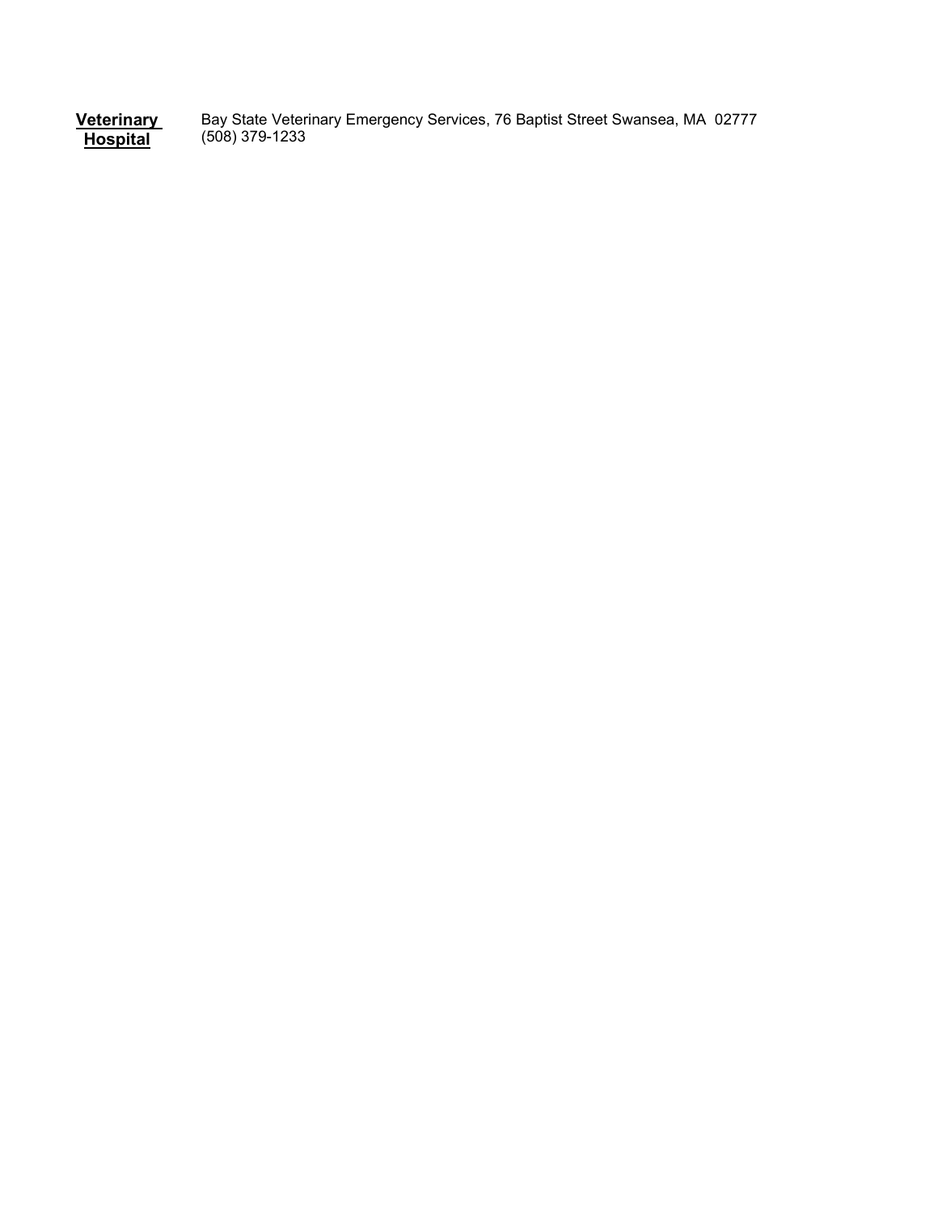**Veterinary Hospital**

Bay State Veterinary Emergency Services, 76 Baptist Street Swansea, MA 02777
(508) 379-1233